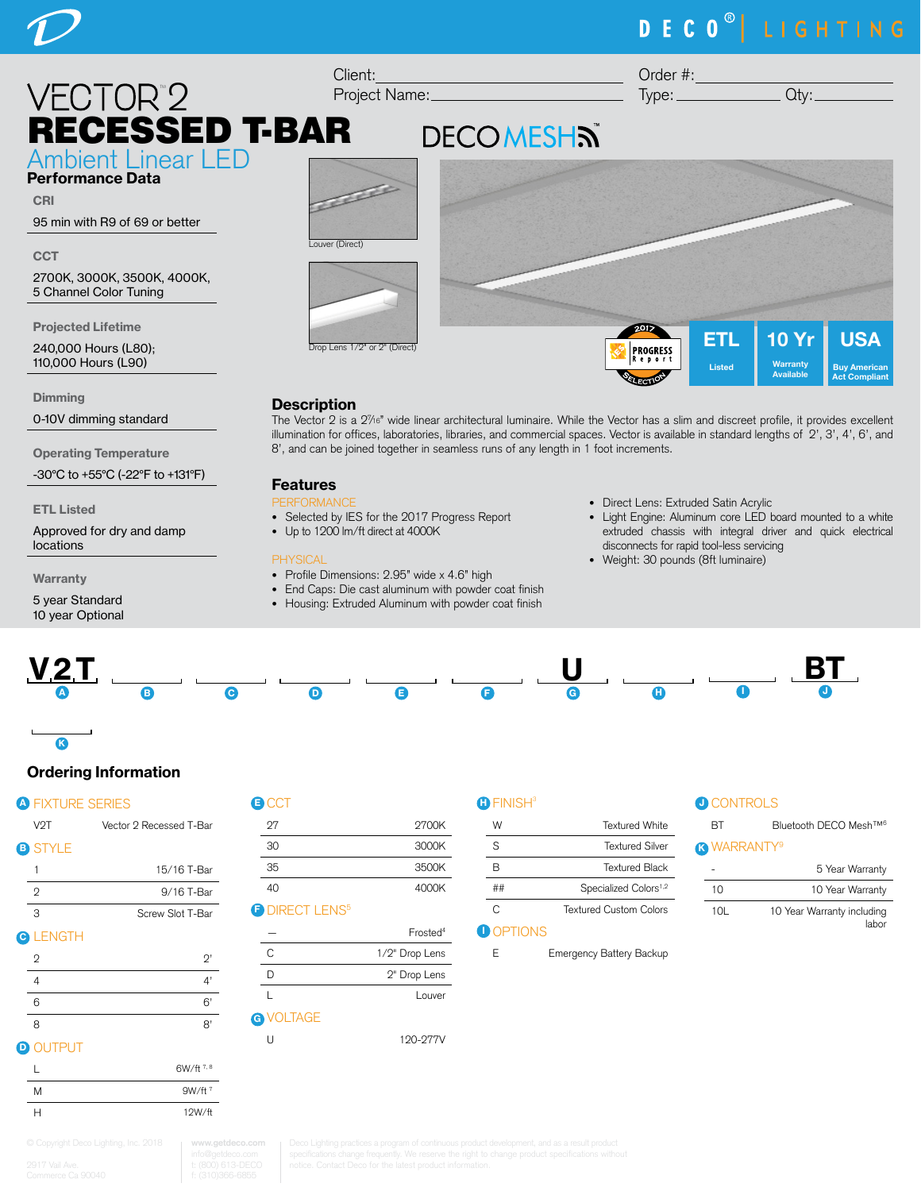# VECTOR™2 RECESSED T-BAR

## Ambient Linear LED

Client: ______________________ Order #: ______________________

Project Name: ______________________ Type: __________ Qty: __________

DECO MESH™

Louver (Direct)

Drop Lens 1/2" or 2" (Direct)

2017 PROGRESS Report SELECTION | ETL Listed | 10 Yr Warranty Available | USA Buy American Act Compliant

### Performance Data

**CRI**

95 min with R9 of 69 or better

**CCT**

2700K, 3000K, 3500K, 4000K, 5 Channel Color Tuning

**Projected Lifetime**

240,000 Hours (L80); 110,000 Hours (L90)

**Dimming**

0-10V dimming standard

**Operating Temperature**

-30°C to +55°C (-22°F to +131°F)

**ETL Listed**

Approved for dry and damp locations

**Warranty**

5 year Standard
10 year Optional

### Description

The Vector 2 is a 2⁷⁄₁₆" wide linear architectural luminaire. While the Vector has a slim and discreet profile, it provides excellent illumination for offices, laboratories, libraries, and commercial spaces. Vector is available in standard lengths of 2', 3', 4', 6', and 8', and can be joined together in seamless runs of any length in 1 foot increments.

### Features

PERFORMANCE

- Selected by IES for the 2017 Progress Report
- Up to 1200 lm/ft direct at 4000K

PHYSICAL

- Profile Dimensions: 2.95" wide x 4.6" high
- End Caps: Die cast aluminum with powder coat finish
- Housing: Extruded Aluminum with powder coat finish
- Direct Lens: Extruded Satin Acrylic
- Light Engine: Aluminum core LED board mounted to a white extruded chassis with integral driver and quick electrical disconnects for rapid tool-less servicing
- Weight: 30 pounds (8ft luminaire)

**V2T** (A) ____ (B) ____ (C) ____ (D) ____ (E) ____ (F) **U** (G) ____ (H) ____ (I) **BT** (J) ____ (K)

## Ordering Information

**A FIXTURE SERIES**

| | |
|---|---|
| V2T | Vector 2 Recessed T-Bar |

**B STYLE**

| | |
|---|---|
| 1 | 15/16 T-Bar |
| 2 | 9/16 T-Bar |
| 3 | Screw Slot T-Bar |

**C LENGTH**

| | |
|---|---|
| 2 | 2' |
| 4 | 4' |
| 6 | 6' |
| 8 | 8' |

**D OUTPUT**

| | |
|---|---|
| L | 6W/ft [7, 8] |
| M | 9W/ft [7] |
| H | 12W/ft |

**E CCT**

| | |
|---|---|
| 27 | 2700K |
| 30 | 3000K |
| 35 | 3500K |
| 40 | 4000K |

**F DIRECT LENS[5]**

| | |
|---|---|
| — | Frosted[4] |
| C | 1/2" Drop Lens |
| D | 2" Drop Lens |
| L | Louver |

**G VOLTAGE**

| | |
|---|---|
| U | 120-277V |

**H FINISH[3]**

| | |
|---|---|
| W | Textured White |
| S | Textured Silver |
| B | Textured Black |
| ## | Specialized Colors[1,2] |
| C | Textured Custom Colors |

**I OPTIONS**

| | |
|---|---|
| E | Emergency Battery Backup |

**J CONTROLS**

| | |
|---|---|
| BT | Bluetooth DECO Mesh™[6] |

**K WARRANTY[9]**

| | |
|---|---|
| - | 5 Year Warranty |
| 10 | 10 Year Warranty |
| 10L | 10 Year Warranty including labor |

© Copyright Deco Lighting, Inc. 2018 | 2917 Vail Ave. Commerce Ca 90040 | www.getdeco.com | info@getdeco.com | t: (800) 613-DECO | f: (310)366-6855

Deco Lighting practices a program of continuous product development, and as a result product specifications change frequently. We reserve the right to change product specifications without notice. Contact Deco for the latest product information.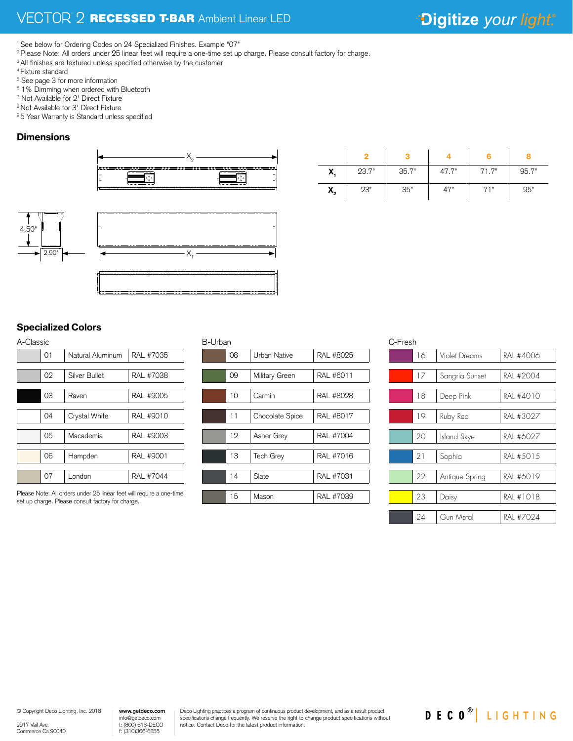# VECTOR 2 RECESSED T-BAR Ambient Linear LED

[1] See below for Ordering Codes on 24 Specialized Finishes. Example "07"
[2] Please Note: All orders under 25 linear feet will require a one-time set up charge. Please consult factory for charge.
[3] All finishes are textured unless specified otherwise by the customer
[4] Fixture standard
[5] See page 3 for more information
[6] 1% Dimming when ordered with Bluetooth
[7] Not Available for 2' Direct Fixture
[8] Not Available for 3' Direct Fixture
[9] 5 Year Warranty is Standard unless specified

## Dimensions

4.50"

2.90"

|  | 2 | 3 | 4 | 6 | 8 |
|---|---|---|---|---|---|
| $X_1$ | 23.7" | 35.7" | 47.7" | 71.7" | 95.7" |
| $X_2$ | 23" | 35" | 47" | 71" | 95" |

## Specialized Colors

### A-Classic

| Code | Name | RAL |
|---|---|---|
| 01 | Natural Aluminum | RAL #7035 |
| 02 | Silver Bullet | RAL #7038 |
| 03 | Raven | RAL #9005 |
| 04 | Crystal White | RAL #9010 |
| 05 | Macademia | RAL #9003 |
| 06 | Hampden | RAL #9001 |
| 07 | London | RAL #7044 |

Please Note: All orders under 25 linear feet will require a one-time set up charge. Please consult factory for charge.

### B-Urban

| Code | Name | RAL |
|---|---|---|
| 08 | Urban Native | RAL #8025 |
| 09 | Military Green | RAL #6011 |
| 10 | Carmin | RAL #8028 |
| 11 | Chocolate Spice | RAL #8017 |
| 12 | Asher Grey | RAL #7004 |
| 13 | Tech Grey | RAL #7016 |
| 14 | Slate | RAL #7031 |
| 15 | Mason | RAL #7039 |

### C-Fresh

| Code | Name | RAL |
|---|---|---|
| 16 | Violet Dreams | RAL #4006 |
| 17 | Sangria Sunset | RAL #2004 |
| 18 | Deep Pink | RAL #4010 |
| 19 | Ruby Red | RAL #3027 |
| 20 | Island Skye | RAL #6027 |
| 21 | Sophia | RAL #5015 |
| 22 | Antique Spring | RAL #6019 |
| 23 | Daisy | RAL #1018 |
| 24 | Gun Metal | RAL #7024 |

© Copyright Deco Lighting, Inc. 2018

2917 Vail Ave.
Commerce Ca 90040

**www.getdeco.com**
info@getdeco.com
t: (800) 613-DECO
f: (310)366-6855

Deco Lighting practices a program of continuous product development, and as a result product specifications change frequently. We reserve the right to change product specifications without notice. Contact Deco for the latest product information.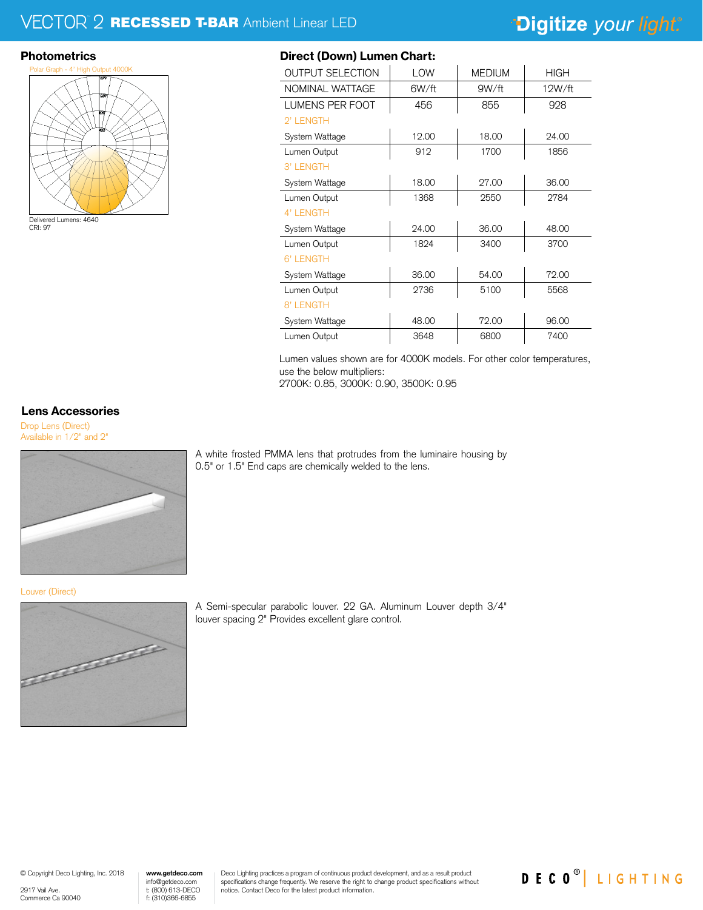# VECTOR 2 RECESSED T-BAR Ambient Linear LED

## Photometrics

Polar Graph - 4' High Output 4000K

Delivered Lumens: 4640
CRI: 97

## Direct (Down) Lumen Chart:

| OUTPUT SELECTION | LOW | MEDIUM | HIGH |
|---|---|---|---|
| NOMINAL WATTAGE | 6W/ft | 9W/ft | 12W/ft |
| LUMENS PER FOOT | 456 | 855 | 928 |
| 2' LENGTH | | | |
| System Wattage | 12.00 | 18.00 | 24.00 |
| Lumen Output | 912 | 1700 | 1856 |
| 3' LENGTH | | | |
| System Wattage | 18.00 | 27.00 | 36.00 |
| Lumen Output | 1368 | 2550 | 2784 |
| 4' LENGTH | | | |
| System Wattage | 24.00 | 36.00 | 48.00 |
| Lumen Output | 1824 | 3400 | 3700 |
| 6' LENGTH | | | |
| System Wattage | 36.00 | 54.00 | 72.00 |
| Lumen Output | 2736 | 5100 | 5568 |
| 8' LENGTH | | | |
| System Wattage | 48.00 | 72.00 | 96.00 |
| Lumen Output | 3648 | 6800 | 7400 |

Lumen values shown are for 4000K models. For other color temperatures, use the below multipliers:
2700K: 0.85, 3000K: 0.90, 3500K: 0.95

## Lens Accessories

Drop Lens (Direct)
Available in 1/2" and 2"

A white frosted PMMA lens that protrudes from the luminaire housing by 0.5" or 1.5" End caps are chemically welded to the lens.

Louver (Direct)

A Semi-specular parabolic louver. 22 GA. Aluminum Louver depth 3/4" louver spacing 2" Provides excellent glare control.

© Copyright Deco Lighting, Inc. 2018

2917 Vail Ave.
Commerce Ca 90040

www.getdeco.com
info@getdeco.com
t: (800) 613-DECO
f: (310)366-6855

Deco Lighting practices a program of continuous product development, and as a result product specifications change frequently. We reserve the right to change product specifications without notice. Contact Deco for the latest product information.